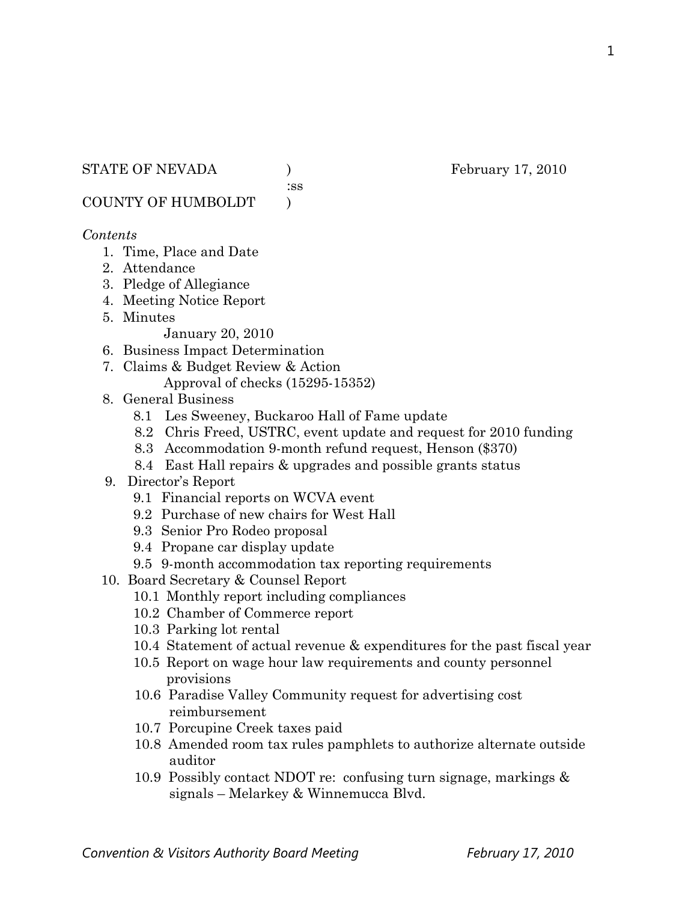STATE OF NEVADA ) February 17, 2010
:ss
COUNTY OF HUMBOLDT )

*Contents*

1. Time, Place and Date
2. Attendance
3. Pledge of Allegiance
4. Meeting Notice Report
5. Minutes
   January 20, 2010
6. Business Impact Determination
7. Claims & Budget Review & Action
   Approval of checks (15295-15352)
8. General Business
   - 8.1 Les Sweeney, Buckaroo Hall of Fame update
   - 8.2 Chris Freed, USTRC, event update and request for 2010 funding
   - 8.3 Accommodation 9-month refund request, Henson ($370)
   - 8.4 East Hall repairs & upgrades and possible grants status
9. Director's Report
   - 9.1 Financial reports on WCVA event
   - 9.2 Purchase of new chairs for West Hall
   - 9.3 Senior Pro Rodeo proposal
   - 9.4 Propane car display update
   - 9.5 9-month accommodation tax reporting requirements
10. Board Secretary & Counsel Report
    - 10.1 Monthly report including compliances
    - 10.2 Chamber of Commerce report
    - 10.3 Parking lot rental
    - 10.4 Statement of actual revenue & expenditures for the past fiscal year
    - 10.5 Report on wage hour law requirements and county personnel provisions
    - 10.6 Paradise Valley Community request for advertising cost reimbursement
    - 10.7 Porcupine Creek taxes paid
    - 10.8 Amended room tax rules pamphlets to authorize alternate outside auditor
    - 10.9 Possibly contact NDOT re: confusing turn signage, markings & signals – Melarkey & Winnemucca Blvd.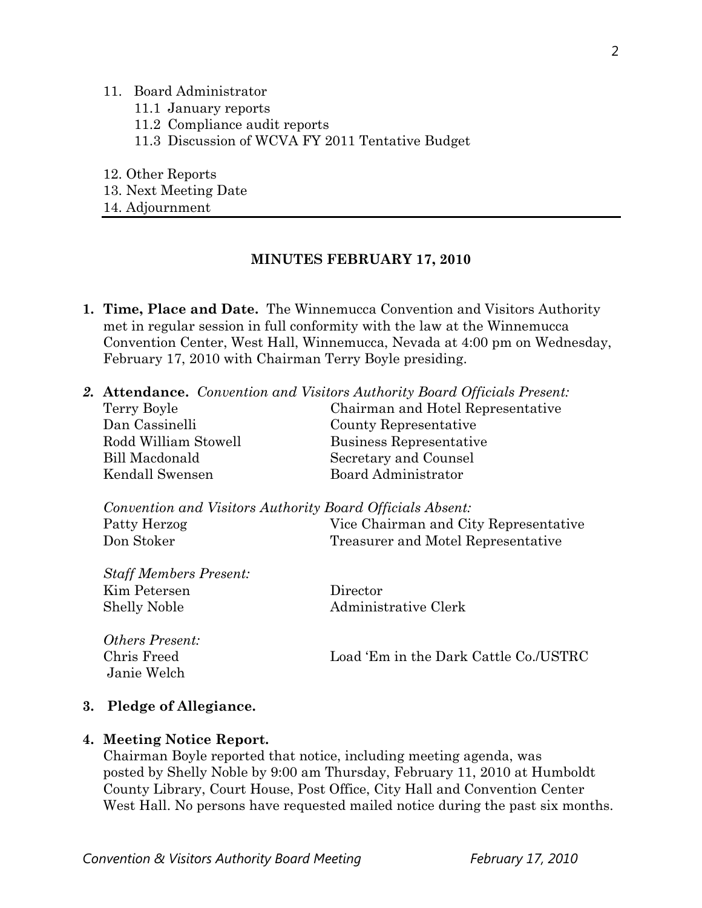11. Board Administrator
    - 11.1 January reports
    - 11.2 Compliance audit reports
    - 11.3 Discussion of WCVA FY 2011 Tentative Budget

12. Other Reports
13. Next Meeting Date
14. Adjournment

---

## MINUTES FEBRUARY 17, 2010

1. **Time, Place and Date.** The Winnemucca Convention and Visitors Authority met in regular session in full conformity with the law at the Winnemucca Convention Center, West Hall, Winnemucca, Nevada at 4:00 pm on Wednesday, February 17, 2010 with Chairman Terry Boyle presiding.

2. **Attendance.** *Convention and Visitors Authority Board Officials Present:*

| | |
|---|---|
| Terry Boyle | Chairman and Hotel Representative |
| Dan Cassinelli | County Representative |
| Rodd William Stowell | Business Representative |
| Bill Macdonald | Secretary and Counsel |
| Kendall Swensen | Board Administrator |

*Convention and Visitors Authority Board Officials Absent:*

| | |
|---|---|
| Patty Herzog | Vice Chairman and City Representative |
| Don Stoker | Treasurer and Motel Representative |

*Staff Members Present:*

| | |
|---|---|
| Kim Petersen | Director |
| Shelly Noble | Administrative Clerk |

*Others Present:*

| | |
|---|---|
| Chris Freed | Load 'Em in the Dark Cattle Co./USTRC |
| Janie Welch | |

3. **Pledge of Allegiance.**

4. **Meeting Notice Report.**
   Chairman Boyle reported that notice, including meeting agenda, was posted by Shelly Noble by 9:00 am Thursday, February 11, 2010 at Humboldt County Library, Court House, Post Office, City Hall and Convention Center West Hall. No persons have requested mailed notice during the past six months.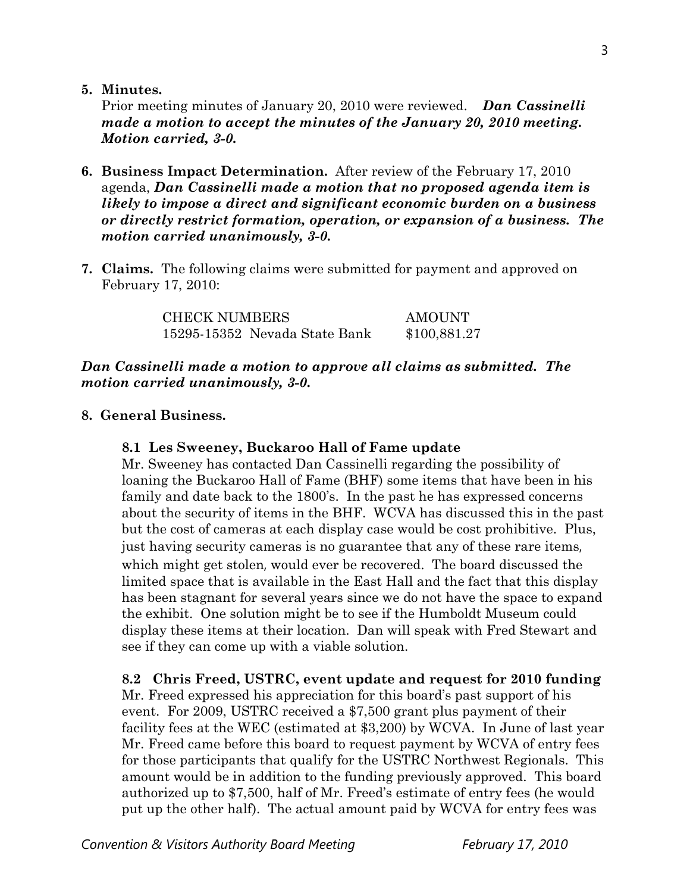**5. Minutes.**
Prior meeting minutes of January 20, 2010 were reviewed. ***Dan Cassinelli made a motion to accept the minutes of the January 20, 2010 meeting. Motion carried, 3-0.***

**6. Business Impact Determination.** After review of the February 17, 2010 agenda, ***Dan Cassinelli made a motion that no proposed agenda item is likely to impose a direct and significant economic burden on a business or directly restrict formation, operation, or expansion of a business. The motion carried unanimously, 3-0.***

**7. Claims.** The following claims were submitted for payment and approved on February 17, 2010:

| CHECK NUMBERS | AMOUNT |
|---|---|
| 15295-15352 Nevada State Bank | $100,881.27 |

***Dan Cassinelli made a motion to approve all claims as submitted. The motion carried unanimously, 3-0.***

**8. General Business.**

**8.1 Les Sweeney, Buckaroo Hall of Fame update**
Mr. Sweeney has contacted Dan Cassinelli regarding the possibility of loaning the Buckaroo Hall of Fame (BHF) some items that have been in his family and date back to the 1800's. In the past he has expressed concerns about the security of items in the BHF. WCVA has discussed this in the past but the cost of cameras at each display case would be cost prohibitive. Plus, just having security cameras is no guarantee that any of these rare items, which might get stolen, would ever be recovered. The board discussed the limited space that is available in the East Hall and the fact that this display has been stagnant for several years since we do not have the space to expand the exhibit. One solution might be to see if the Humboldt Museum could display these items at their location. Dan will speak with Fred Stewart and see if they can come up with a viable solution.

**8.2 Chris Freed, USTRC, event update and request for 2010 funding**
Mr. Freed expressed his appreciation for this board's past support of his event. For 2009, USTRC received a $7,500 grant plus payment of their facility fees at the WEC (estimated at $3,200) by WCVA. In June of last year Mr. Freed came before this board to request payment by WCVA of entry fees for those participants that qualify for the USTRC Northwest Regionals. This amount would be in addition to the funding previously approved. This board authorized up to $7,500, half of Mr. Freed's estimate of entry fees (he would put up the other half). The actual amount paid by WCVA for entry fees was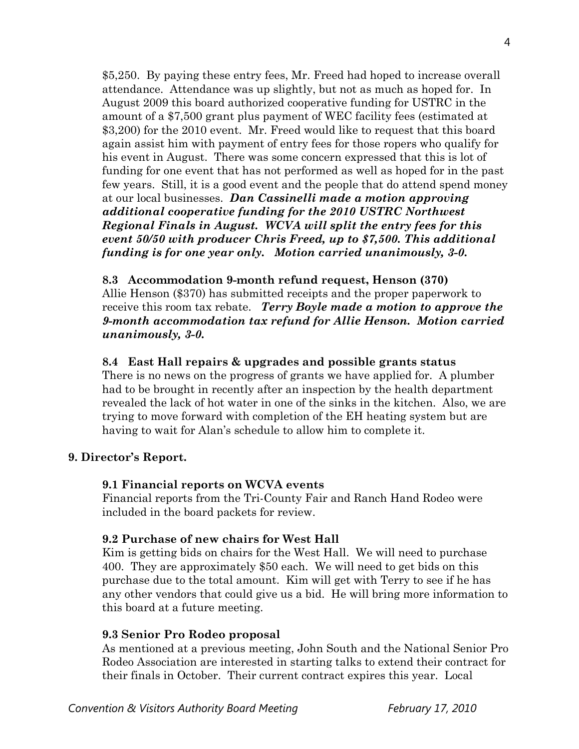$5,250. By paying these entry fees, Mr. Freed had hoped to increase overall attendance. Attendance was up slightly, but not as much as hoped for. In August 2009 this board authorized cooperative funding for USTRC in the amount of a $7,500 grant plus payment of WEC facility fees (estimated at $3,200) for the 2010 event. Mr. Freed would like to request that this board again assist him with payment of entry fees for those ropers who qualify for his event in August. There was some concern expressed that this is lot of funding for one event that has not performed as well as hoped for in the past few years. Still, it is a good event and the people that do attend spend money at our local businesses. ***Dan Cassinelli made a motion approving additional cooperative funding for the 2010 USTRC Northwest Regional Finals in August. WCVA will split the entry fees for this event 50/50 with producer Chris Freed, up to $7,500. This additional funding is for one year only. Motion carried unanimously, 3-0.***

**8.3 Accommodation 9-month refund request, Henson (370)**

Allie Henson ($370) has submitted receipts and the proper paperwork to receive this room tax rebate. ***Terry Boyle made a motion to approve the 9-month accommodation tax refund for Allie Henson. Motion carried unanimously, 3-0.***

**8.4 East Hall repairs & upgrades and possible grants status**

There is no news on the progress of grants we have applied for. A plumber had to be brought in recently after an inspection by the health department revealed the lack of hot water in one of the sinks in the kitchen. Also, we are trying to move forward with completion of the EH heating system but are having to wait for Alan's schedule to allow him to complete it.

## 9. Director's Report.

**9.1 Financial reports on WCVA events**

Financial reports from the Tri-County Fair and Ranch Hand Rodeo were included in the board packets for review.

**9.2 Purchase of new chairs for West Hall**

Kim is getting bids on chairs for the West Hall. We will need to purchase 400. They are approximately $50 each. We will need to get bids on this purchase due to the total amount. Kim will get with Terry to see if he has any other vendors that could give us a bid. He will bring more information to this board at a future meeting.

**9.3 Senior Pro Rodeo proposal**

As mentioned at a previous meeting, John South and the National Senior Pro Rodeo Association are interested in starting talks to extend their contract for their finals in October. Their current contract expires this year. Local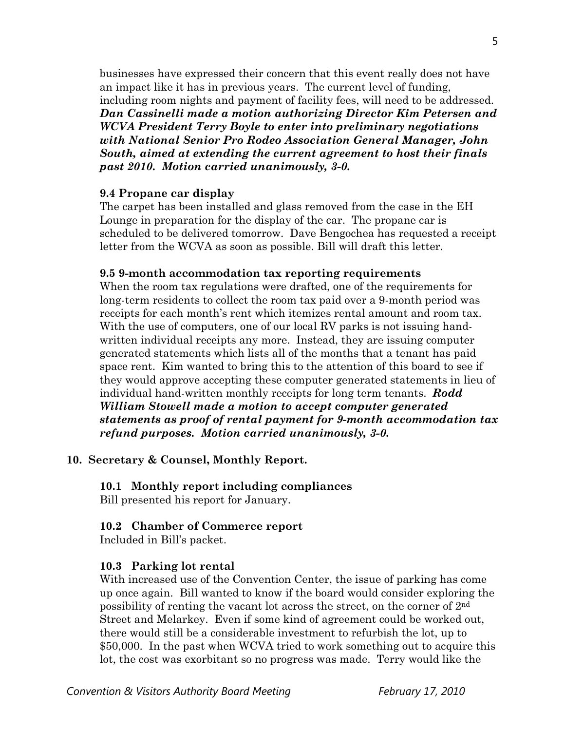businesses have expressed their concern that this event really does not have an impact like it has in previous years. The current level of funding, including room nights and payment of facility fees, will need to be addressed. ***Dan Cassinelli made a motion authorizing Director Kim Petersen and WCVA President Terry Boyle to enter into preliminary negotiations with National Senior Pro Rodeo Association General Manager, John South, aimed at extending the current agreement to host their finals past 2010. Motion carried unanimously, 3-0.***

**9.4 Propane car display**

The carpet has been installed and glass removed from the case in the EH Lounge in preparation for the display of the car. The propane car is scheduled to be delivered tomorrow. Dave Bengochea has requested a receipt letter from the WCVA as soon as possible. Bill will draft this letter.

**9.5 9-month accommodation tax reporting requirements**

When the room tax regulations were drafted, one of the requirements for long-term residents to collect the room tax paid over a 9-month period was receipts for each month's rent which itemizes rental amount and room tax. With the use of computers, one of our local RV parks is not issuing hand-written individual receipts any more. Instead, they are issuing computer generated statements which lists all of the months that a tenant has paid space rent. Kim wanted to bring this to the attention of this board to see if they would approve accepting these computer generated statements in lieu of individual hand-written monthly receipts for long term tenants. ***Rodd William Stowell made a motion to accept computer generated statements as proof of rental payment for 9-month accommodation tax refund purposes. Motion carried unanimously, 3-0.***

**10. Secretary & Counsel, Monthly Report.**

**10.1 Monthly report including compliances**

Bill presented his report for January.

**10.2 Chamber of Commerce report**

Included in Bill's packet.

**10.3 Parking lot rental**

With increased use of the Convention Center, the issue of parking has come up once again. Bill wanted to know if the board would consider exploring the possibility of renting the vacant lot across the street, on the corner of 2nd Street and Melarkey. Even if some kind of agreement could be worked out, there would still be a considerable investment to refurbish the lot, up to $50,000. In the past when WCVA tried to work something out to acquire this lot, the cost was exorbitant so no progress was made. Terry would like the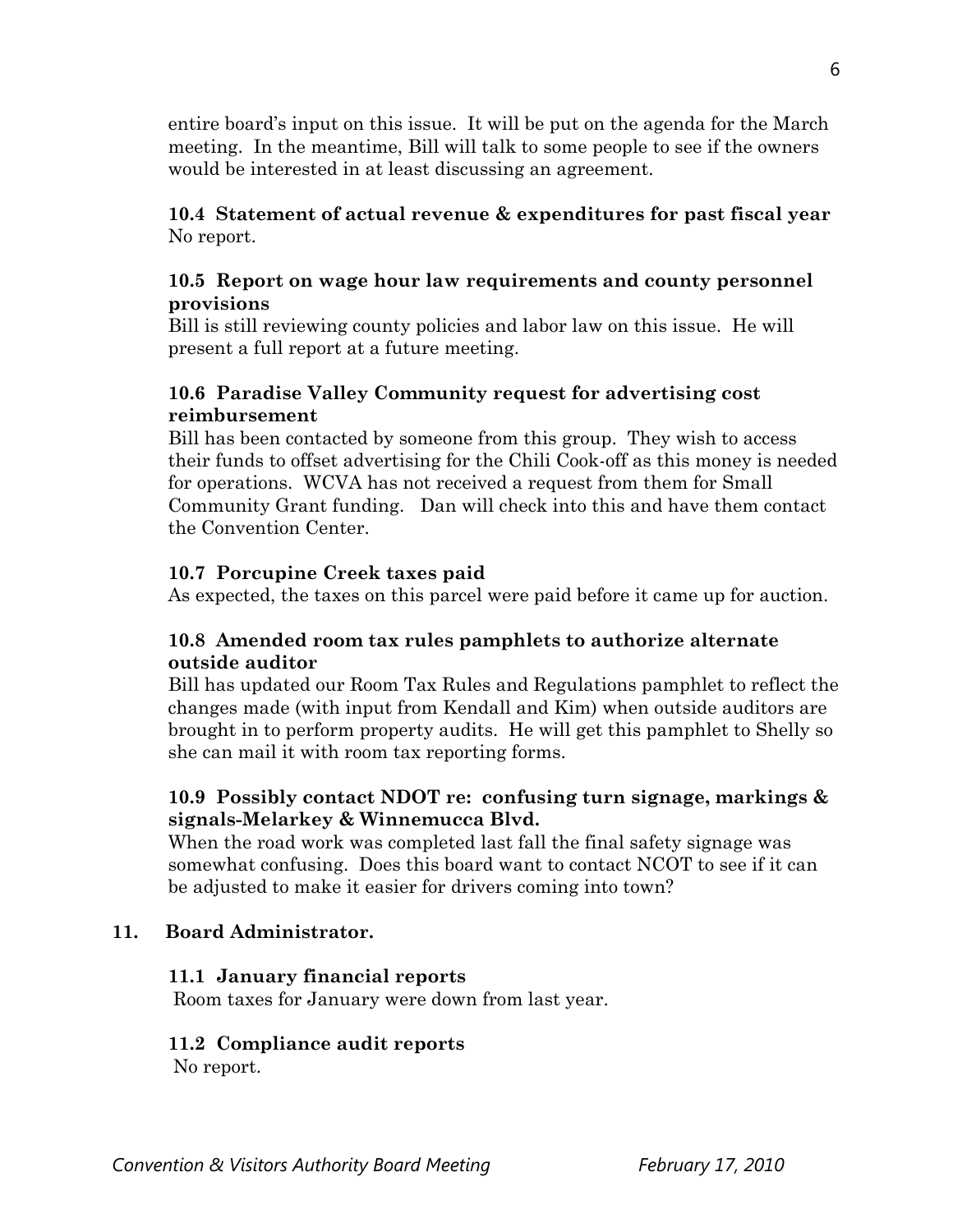entire board's input on this issue. It will be put on the agenda for the March meeting. In the meantime, Bill will talk to some people to see if the owners would be interested in at least discussing an agreement.

**10.4 Statement of actual revenue & expenditures for past fiscal year**
No report.

**10.5 Report on wage hour law requirements and county personnel provisions**
Bill is still reviewing county policies and labor law on this issue. He will present a full report at a future meeting.

**10.6 Paradise Valley Community request for advertising cost reimbursement**
Bill has been contacted by someone from this group. They wish to access their funds to offset advertising for the Chili Cook-off as this money is needed for operations. WCVA has not received a request from them for Small Community Grant funding. Dan will check into this and have them contact the Convention Center.

**10.7 Porcupine Creek taxes paid**
As expected, the taxes on this parcel were paid before it came up for auction.

**10.8 Amended room tax rules pamphlets to authorize alternate outside auditor**
Bill has updated our Room Tax Rules and Regulations pamphlet to reflect the changes made (with input from Kendall and Kim) when outside auditors are brought in to perform property audits. He will get this pamphlet to Shelly so she can mail it with room tax reporting forms.

**10.9 Possibly contact NDOT re: confusing turn signage, markings & signals-Melarkey & Winnemucca Blvd.**
When the road work was completed last fall the final safety signage was somewhat confusing. Does this board want to contact NCOT to see if it can be adjusted to make it easier for drivers coming into town?

**11. Board Administrator.**

**11.1 January financial reports**
Room taxes for January were down from last year.

**11.2 Compliance audit reports**
No report.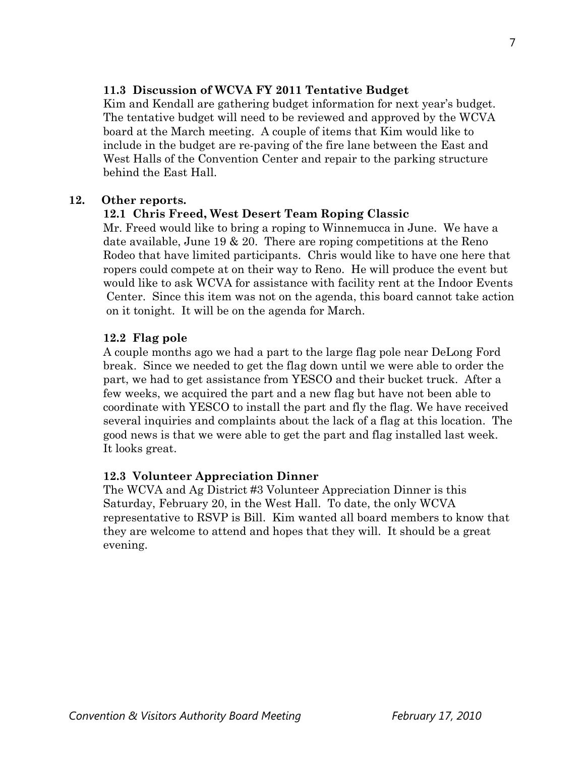### 11.3 Discussion of WCVA FY 2011 Tentative Budget

Kim and Kendall are gathering budget information for next year's budget. The tentative budget will need to be reviewed and approved by the WCVA board at the March meeting. A couple of items that Kim would like to include in the budget are re-paving of the fire lane between the East and West Halls of the Convention Center and repair to the parking structure behind the East Hall.

## 12. Other reports.

### 12.1 Chris Freed, West Desert Team Roping Classic

Mr. Freed would like to bring a roping to Winnemucca in June. We have a date available, June 19 & 20. There are roping competitions at the Reno Rodeo that have limited participants. Chris would like to have one here that ropers could compete at on their way to Reno. He will produce the event but would like to ask WCVA for assistance with facility rent at the Indoor Events Center. Since this item was not on the agenda, this board cannot take action on it tonight. It will be on the agenda for March.

### 12.2 Flag pole

A couple months ago we had a part to the large flag pole near DeLong Ford break. Since we needed to get the flag down until we were able to order the part, we had to get assistance from YESCO and their bucket truck. After a few weeks, we acquired the part and a new flag but have not been able to coordinate with YESCO to install the part and fly the flag. We have received several inquiries and complaints about the lack of a flag at this location. The good news is that we were able to get the part and flag installed last week. It looks great.

### 12.3 Volunteer Appreciation Dinner

The WCVA and Ag District #3 Volunteer Appreciation Dinner is this Saturday, February 20, in the West Hall. To date, the only WCVA representative to RSVP is Bill. Kim wanted all board members to know that they are welcome to attend and hopes that they will. It should be a great evening.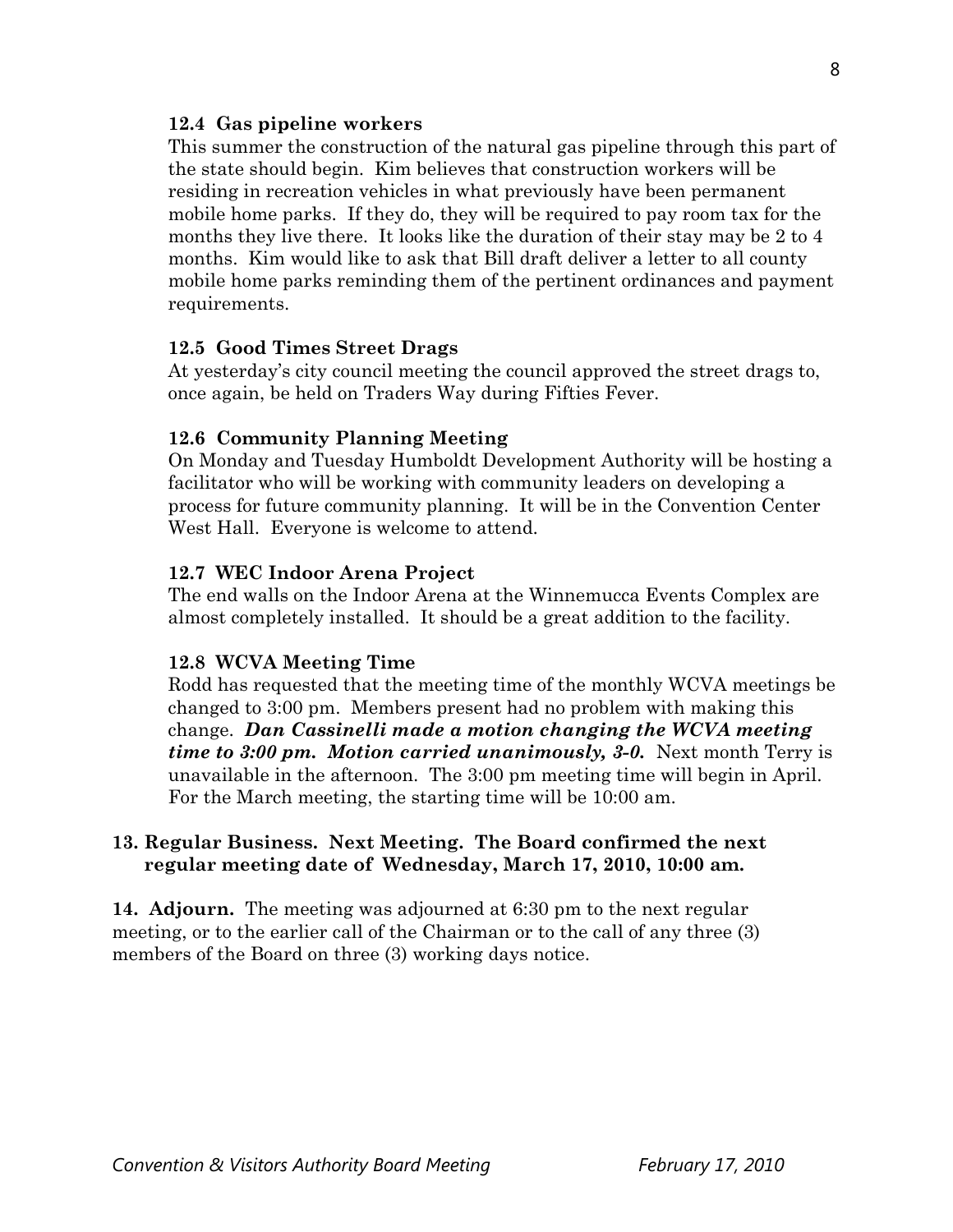### 12.4 Gas pipeline workers

This summer the construction of the natural gas pipeline through this part of the state should begin. Kim believes that construction workers will be residing in recreation vehicles in what previously have been permanent mobile home parks. If they do, they will be required to pay room tax for the months they live there. It looks like the duration of their stay may be 2 to 4 months. Kim would like to ask that Bill draft deliver a letter to all county mobile home parks reminding them of the pertinent ordinances and payment requirements.

### 12.5 Good Times Street Drags

At yesterday's city council meeting the council approved the street drags to, once again, be held on Traders Way during Fifties Fever.

### 12.6 Community Planning Meeting

On Monday and Tuesday Humboldt Development Authority will be hosting a facilitator who will be working with community leaders on developing a process for future community planning. It will be in the Convention Center West Hall. Everyone is welcome to attend.

### 12.7 WEC Indoor Arena Project

The end walls on the Indoor Arena at the Winnemucca Events Complex are almost completely installed. It should be a great addition to the facility.

### 12.8 WCVA Meeting Time

Rodd has requested that the meeting time of the monthly WCVA meetings be changed to 3:00 pm. Members present had no problem with making this change. ***Dan Cassinelli made a motion changing the WCVA meeting time to 3:00 pm. Motion carried unanimously, 3-0.*** Next month Terry is unavailable in the afternoon. The 3:00 pm meeting time will begin in April. For the March meeting, the starting time will be 10:00 am.

**13. Regular Business. Next Meeting. The Board confirmed the next regular meeting date of Wednesday, March 17, 2010, 10:00 am.**

**14. Adjourn.** The meeting was adjourned at 6:30 pm to the next regular meeting, or to the earlier call of the Chairman or to the call of any three (3) members of the Board on three (3) working days notice.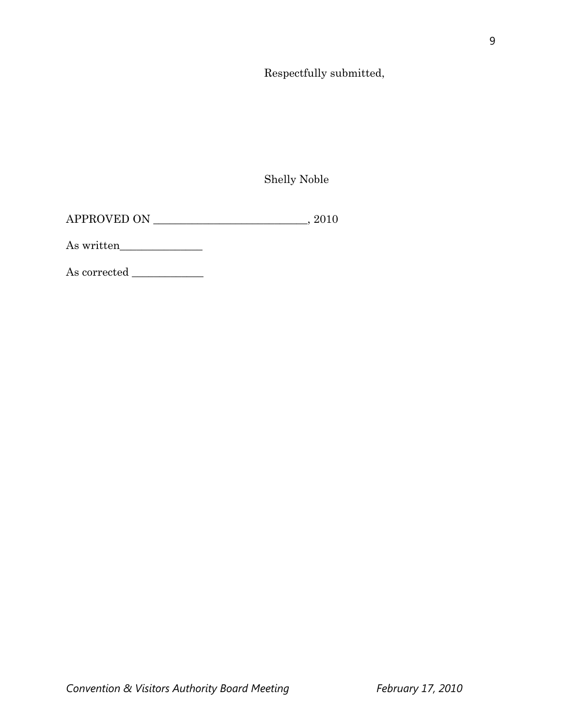Respectfully submitted,

Shelly Noble

APPROVED ON ____________________________, 2010

As written_______________

As corrected _____________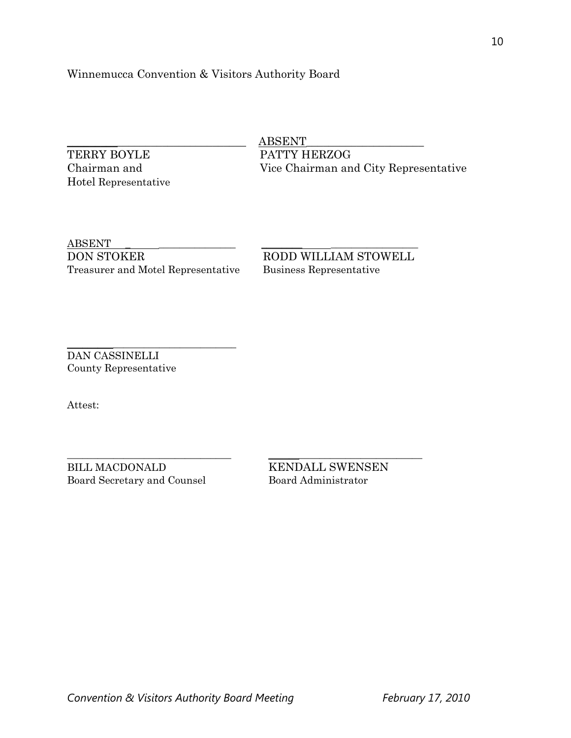Winnemucca Convention & Visitors Authority Board

_______________________________ ABSENT_____________________
TERRY BOYLE PATTY HERZOG
Chairman and Vice Chairman and City Representative
Hotel Representative

ABSENT _______________________ _______________________
DON STOKER RODD WILLIAM STOWELL
Treasurer and Motel Representative Business Representative

_______________________________
DAN CASSINELLI
County Representative

Attest:

_______________________________ _______________________________
BILL MACDONALD KENDALL SWENSEN
Board Secretary and Counsel Board Administrator

*Convention & Visitors Authority Board Meeting February 17, 2010*